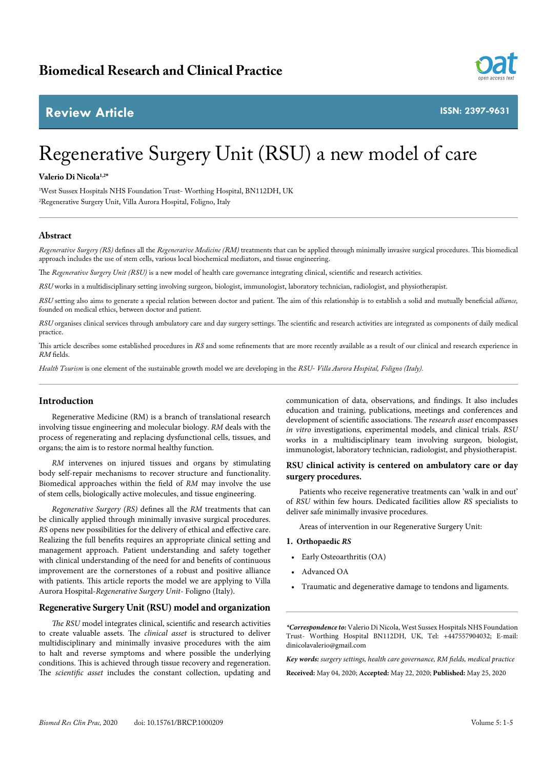Biomedical Research and Clinical Practice

Review Article

ISSN: 2397-9631

# Regenerative Surgery Unit (RSU) a new model of care

**Valerio Di Nicola[1,2*]**

[1]West Sussex Hospitals NHS Foundation Trust- Worthing Hospital, BN112DH, UK
[2]Regenerative Surgery Unit, Villa Aurora Hospital, Foligno, Italy

## Abstract

*Regenerative Surgery (RS)* defines all the *Regenerative Medicine (RM)* treatments that can be applied through minimally invasive surgical procedures. This biomedical approach includes the use of stem cells, various local biochemical mediators, and tissue engineering.

The *Regenerative Surgery Unit (RSU)* is a new model of health care governance integrating clinical, scientific and research activities.

*RSU* works in a multidisciplinary setting involving surgeon, biologist, immunologist, laboratory technician, radiologist, and physiotherapist.

*RSU* setting also aims to generate a special relation between doctor and patient. The aim of this relationship is to establish a solid and mutually beneficial *alliance*, founded on medical ethics, between doctor and patient.

*RSU* organises clinical services through ambulatory care and day surgery settings. The scientific and research activities are integrated as components of daily medical practice.

This article describes some established procedures in *RS* and some refinements that are more recently available as a result of our clinical and research experience in *RM* fields.

*Health Tourism* is one element of the sustainable growth model we are developing in the *RSU- Villa Aurora Hospital, Foligno (Italy)*.

## Introduction

Regenerative Medicine (RM) is a branch of translational research involving tissue engineering and molecular biology. *RM* deals with the process of regenerating and replacing dysfunctional cells, tissues, and organs; the aim is to restore normal healthy function.

*RM* intervenes on injured tissues and organs by stimulating body self-repair mechanisms to recover structure and functionality. Biomedical approaches within the field of *RM* may involve the use of stem cells, biologically active molecules, and tissue engineering.

*Regenerative Surgery (RS)* defines all the *RM* treatments that can be clinically applied through minimally invasive surgical procedures. *RS* opens new possibilities for the delivery of ethical and effective care. Realizing the full benefits requires an appropriate clinical setting and management approach. Patient understanding and safety together with clinical understanding of the need for and benefits of continuous improvement are the cornerstones of a robust and positive alliance with patients. This article reports the model we are applying to Villa Aurora Hospital-*Regenerative Surgery Unit*- Foligno (Italy).

## Regenerative Surgery Unit (RSU) model and organization

*The RSU* model integrates clinical, scientific and research activities to create valuable assets. The *clinical asset* is structured to deliver multidisciplinary and minimally invasive procedures with the aim to halt and reverse symptoms and where possible the underlying conditions. This is achieved through tissue recovery and regeneration. The *scientific asset* includes the constant collection, updating and communication of data, observations, and findings. It also includes education and training, publications, meetings and conferences and development of scientific associations. The *research asset* encompasses *in vitro* investigations, experimental models, and clinical trials. *RSU* works in a multidisciplinary team involving surgeon, biologist, immunologist, laboratory technician, radiologist, and physiotherapist.

### RSU clinical activity is centered on ambulatory care or day surgery procedures.

Patients who receive regenerative treatments can 'walk in and out' of *RSU* within few hours. Dedicated facilities allow *RS* specialists to deliver safe minimally invasive procedures.

Areas of intervention in our Regenerative Surgery Unit:

1. **Orthopaedic *RS***
   - Early Osteoarthritis (OA)
   - Advanced OA
   - Traumatic and degenerative damage to tendons and ligaments.

***Correspondence to:*** Valerio Di Nicola, West Sussex Hospitals NHS Foundation Trust- Worthing Hospital BN112DH, UK, Tel: +447557904032; E-mail: dinicolavalerio@gmail.com

***Key words:*** *surgery settings, health care governance, RM fields, medical practice*

**Received:** May 04, 2020; **Accepted:** May 22, 2020; **Published:** May 25, 2020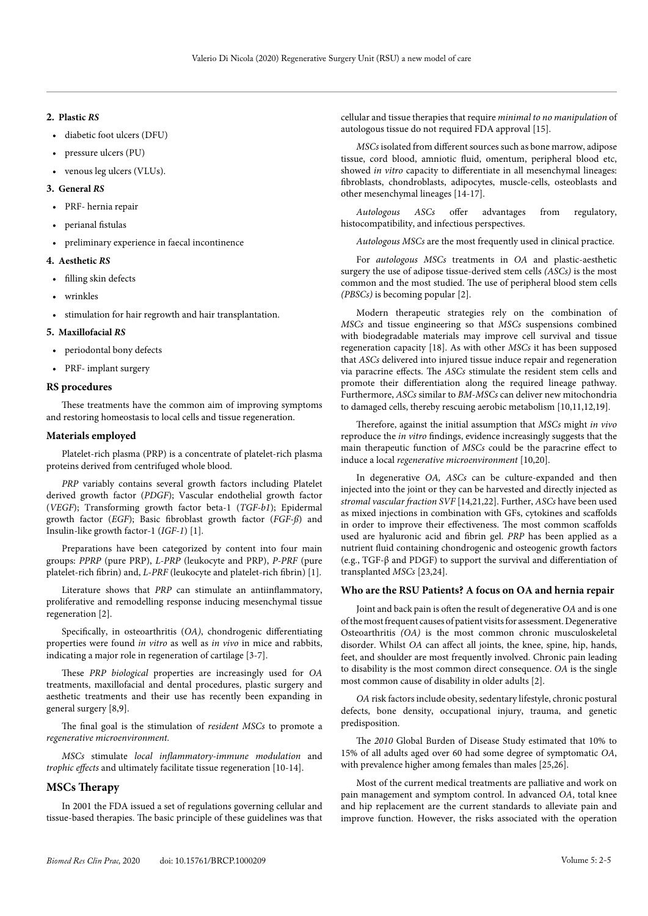**2. Plastic *RS***

- diabetic foot ulcers (DFU)
- pressure ulcers (PU)
- venous leg ulcers (VLUs).

**3. General *RS***

- PRF- hernia repair
- perianal fistulas
- preliminary experience in faecal incontinence

**4. Aesthetic *RS***

- filling skin defects
- wrinkles
- stimulation for hair regrowth and hair transplantation.

**5. Maxillofacial *RS***

- periodontal bony defects
- PRF- implant surgery

### RS procedures

These treatments have the common aim of improving symptoms and restoring homeostasis to local cells and tissue regeneration.

### Materials employed

Platelet-rich plasma (PRP) is a concentrate of platelet-rich plasma proteins derived from centrifuged whole blood.

*PRP* variably contains several growth factors including Platelet derived growth factor (*PDGF*); Vascular endothelial growth factor (*VEGF*); Transforming growth factor beta-1 (*TGF-b1*); Epidermal growth factor (*EGF*); Basic fibroblast growth factor (*FGF-ß*) and Insulin-like growth factor-1 (*IGF-1*) [1].

Preparations have been categorized by content into four main groups: *PPRP* (pure PRP), *L-PRP* (leukocyte and PRP), *P-PRF* (pure platelet-rich fibrin) and, *L-PRF* (leukocyte and platelet-rich fibrin) [1].

Literature shows that *PRP* can stimulate an antiinflammatory, proliferative and remodelling response inducing mesenchymal tissue regeneration [2].

Specifically, in osteoarthritis (*OA)*, chondrogenic differentiating properties were found *in vitro* as well as *in vivo* in mice and rabbits, indicating a major role in regeneration of cartilage [3-7].

These *PRP biological* properties are increasingly used for *OA* treatments, maxillofacial and dental procedures, plastic surgery and aesthetic treatments and their use has recently been expanding in general surgery [8,9].

The final goal is the stimulation of *resident MSCs* to promote a *regenerative microenvironment.*

*MSCs* stimulate *local inflammatory-immune modulation* and *trophic effects* and ultimately facilitate tissue regeneration [10-14].

## MSCs Therapy

In 2001 the FDA issued a set of regulations governing cellular and tissue-based therapies. The basic principle of these guidelines was that cellular and tissue therapies that require *minimal to no manipulation* of autologous tissue do not required FDA approval [15].

*MSCs* isolated from different sources such as bone marrow, adipose tissue, cord blood, amniotic fluid, omentum, peripheral blood etc, showed *in vitro* capacity to differentiate in all mesenchymal lineages: fibroblasts, chondroblasts, adipocytes, muscle-cells, osteoblasts and other mesenchymal lineages [14-17].

*Autologous ASCs* offer advantages from regulatory, histocompatibility, and infectious perspectives.

*Autologous MSCs* are the most frequently used in clinical practice.

For *autologous MSCs* treatments in *OA* and plastic-aesthetic surgery the use of adipose tissue-derived stem cells *(ASCs)* is the most common and the most studied. The use of peripheral blood stem cells *(PBSCs)* is becoming popular [2].

Modern therapeutic strategies rely on the combination of *MSCs* and tissue engineering so that *MSCs* suspensions combined with biodegradable materials may improve cell survival and tissue regeneration capacity [18]. As with other *MSCs* it has been supposed that *ASCs* delivered into injured tissue induce repair and regeneration via paracrine effects. The *ASCs* stimulate the resident stem cells and promote their differentiation along the required lineage pathway. Furthermore, *ASCs* similar to *BM-MSCs* can deliver new mitochondria to damaged cells, thereby rescuing aerobic metabolism [10,11,12,19].

Therefore, against the initial assumption that *MSCs* might *in vivo* reproduce the *in vitro* findings, evidence increasingly suggests that the main therapeutic function of *MSCs* could be the paracrine effect to induce a local *regenerative microenvironment* [10,20].

In degenerative *OA, ASCs* can be culture-expanded and then injected into the joint or they can be harvested and directly injected as *stromal vascular fraction SVF* [14,21,22]. Further, *ASCs* have been used as mixed injections in combination with GFs, cytokines and scaffolds in order to improve their effectiveness. The most common scaffolds used are hyaluronic acid and fibrin gel. *PRP* has been applied as a nutrient fluid containing chondrogenic and osteogenic growth factors (e.g., TGF-β and PDGF) to support the survival and differentiation of transplanted *MSCs* [23,24].

### Who are the RSU Patients? A focus on OA and hernia repair

Joint and back pain is often the result of degenerative *OA* and is one of the most frequent causes of patient visits for assessment. Degenerative Osteoarthritis *(OA)* is the most common chronic musculoskeletal disorder. Whilst *OA* can affect all joints, the knee, spine, hip, hands, feet, and shoulder are most frequently involved. Chronic pain leading to disability is the most common direct consequence. *OA* is the single most common cause of disability in older adults [2].

*OA* risk factors include obesity, sedentary lifestyle, chronic postural defects, bone density, occupational injury, trauma, and genetic predisposition.

The *2010* Global Burden of Disease Study estimated that 10% to 15% of all adults aged over 60 had some degree of symptomatic *OA*, with prevalence higher among females than males [25,26].

Most of the current medical treatments are palliative and work on pain management and symptom control. In advanced *OA*, total knee and hip replacement are the current standards to alleviate pain and improve function. However, the risks associated with the operation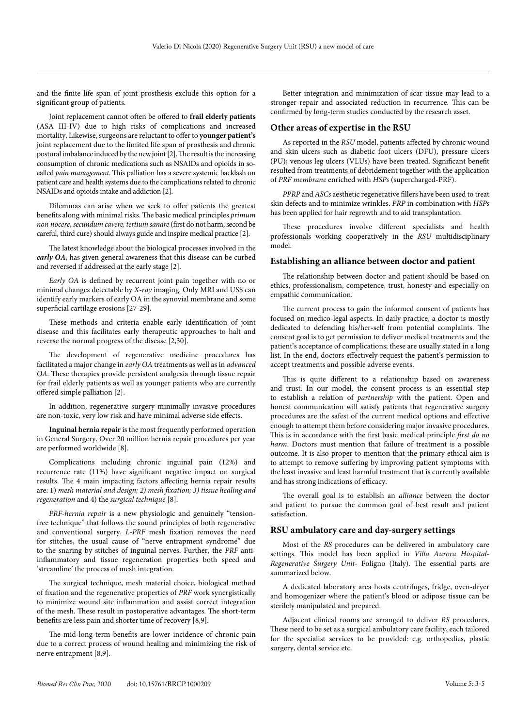and the finite life span of joint prosthesis exclude this option for a significant group of patients.

Joint replacement cannot often be offered to **frail elderly patients** (ASA III-IV) due to high risks of complications and increased mortality. Likewise, surgeons are reluctant to offer to **younger patient's** joint replacement due to the limited life span of prosthesis and chronic postural imbalance induced by the new joint [2]. The result is the increasing consumption of chronic medications such as NSAIDs and opioids in so-called *pain management*. This palliation has a severe systemic backlash on patient care and health systems due to the complications related to chronic NSAIDs and opioids intake and addiction [2].

Dilemmas can arise when we seek to offer patients the greatest benefits along with minimal risks. The basic medical principles *primum non nocere, secundum cavere, tertium sanare* (first do not harm, second be careful, third cure) should always guide and inspire medical practice [2].

The latest knowledge about the biological processes involved in the ***early OA***, has given general awareness that this disease can be curbed and reversed if addressed at the early stage [2].

*Early OA* is defined by recurrent joint pain together with no or minimal changes detectable by *X-ray* imaging. Only MRI and USS can identify early markers of early OA in the synovial membrane and some superficial cartilage erosions [27-29].

These methods and criteria enable early identification of joint disease and this facilitates early therapeutic approaches to halt and reverse the normal progress of the disease [2,30].

The development of regenerative medicine procedures has facilitated a major change in *early OA* treatments as well as in *advanced OA*. These therapies provide persistent analgesia through tissue repair for frail elderly patients as well as younger patients who are currently offered simple palliation [2].

In addition, regenerative surgery minimally invasive procedures are non-toxic, very low risk and have minimal adverse side effects.

**Inguinal hernia repair** is the most frequently performed operation in General Surgery. Over 20 million hernia repair procedures per year are performed worldwide [8].

Complications including chronic inguinal pain (12%) and recurrence rate (11%) have significant negative impact on surgical results. The 4 main impacting factors affecting hernia repair results are: 1) *mesh material and design; 2) mesh fixation; 3) tissue healing and regeneration* and 4) the *surgical technique* [8].

*PRF-hernia repair* is a new physiologic and genuinely "tension-free technique" that follows the sound principles of both regenerative and conventional surgery. *L-PRF* mesh fixation removes the need for stitches, the usual cause of "nerve entrapment syndrome" due to the snaring by stitches of inguinal nerves. Further, the *PRF* anti-inflammatory and tissue regeneration properties both speed and 'streamline' the process of mesh integration.

The surgical technique, mesh material choice, biological method of fixation and the regenerative properties of *PRF* work synergistically to minimize wound site inflammation and assist correct integration of the mesh. These result in postoperative advantages. The short-term benefits are less pain and shorter time of recovery [8,9].

The mid-long-term benefits are lower incidence of chronic pain due to a correct process of wound healing and minimizing the risk of nerve entrapment [8,9].

Better integration and minimization of scar tissue may lead to a stronger repair and associated reduction in recurrence. This can be confirmed by long-term studies conducted by the research asset.

## Other areas of expertise in the RSU

As reported in the *RSU* model, patients affected by chronic wound and skin ulcers such as diabetic foot ulcers (DFU), pressure ulcers (PU); venous leg ulcers (VLUs) have been treated. Significant benefit resulted from treatments of debridement together with the application of *PRF membrane* enriched with *HSPs* (supercharged-PRF).

*PPRP* and *ASCs* aesthetic regenerative fillers have been used to treat skin defects and to minimize wrinkles. *PRP* in combination with *HSPs* has been applied for hair regrowth and to aid transplantation.

These procedures involve different specialists and health professionals working cooperatively in the *RSU* multidisciplinary model.

## Establishing an alliance between doctor and patient

The relationship between doctor and patient should be based on ethics, professionalism, competence, trust, honesty and especially on empathic communication.

The current process to gain the informed consent of patients has focused on medico-legal aspects. In daily practice, a doctor is mostly dedicated to defending his/her-self from potential complaints. The consent goal is to get permission to deliver medical treatments and the patient's acceptance of complications; these are usually stated in a long list. In the end, doctors effectively request the patient's permission to accept treatments and possible adverse events.

This is quite different to a relationship based on awareness and trust. In our model, the consent process is an essential step to establish a relation of *partnership* with the patient. Open and honest communication will satisfy patients that regenerative surgery procedures are the safest of the current medical options and effective enough to attempt them before considering major invasive procedures. This is in accordance with the first basic medical principle *first do no harm*. Doctors must mention that failure of treatment is a possible outcome. It is also proper to mention that the primary ethical aim is to attempt to remove suffering by improving patient symptoms with the least invasive and least harmful treatment that is currently available and has strong indications of efficacy.

The overall goal is to establish an *alliance* between the doctor and the patient to pursue the common goal of best result and patient satisfaction.

## RSU ambulatory care and day-surgery settings

Most of the *RS* procedures can be delivered in ambulatory care settings. This model has been applied in *Villa Aurora Hospital-Regenerative Surgery Unit*- Foligno (Italy). The essential parts are summarized below.

A dedicated laboratory area hosts centrifuges, fridge, oven-dryer and homogenizer where the patient's blood or adipose tissue can be sterilely manipulated and prepared.

Adjacent clinical rooms are arranged to deliver *RS* procedures. These need to be set as a surgical ambulatory care facility, each tailored for the specialist services to be provided: e.g. orthopedics, plastic surgery, dental service etc.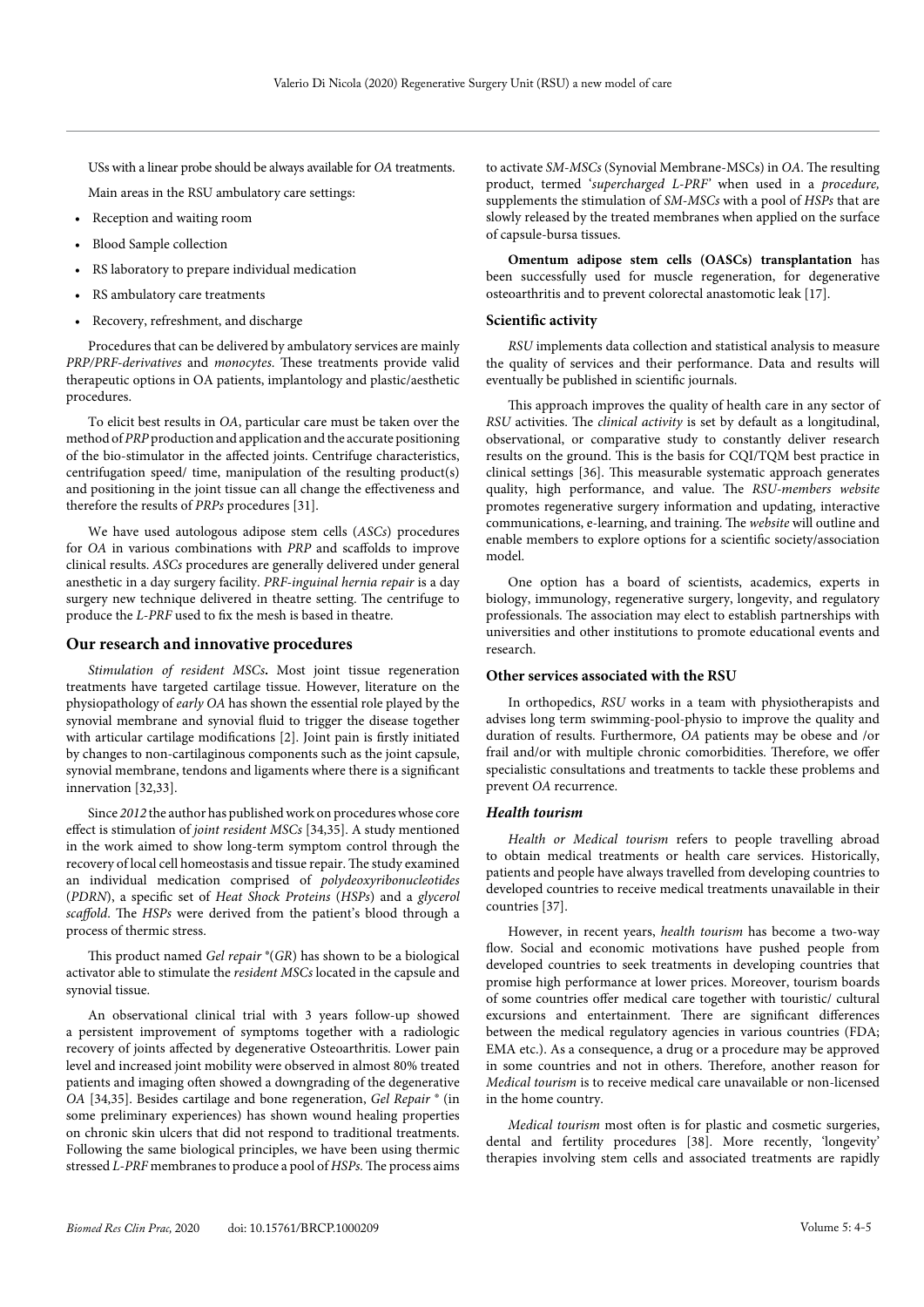USs with a linear probe should be always available for *OA* treatments.

Main areas in the RSU ambulatory care settings:

- Reception and waiting room
- Blood Sample collection
- RS laboratory to prepare individual medication
- RS ambulatory care treatments
- Recovery, refreshment, and discharge

Procedures that can be delivered by ambulatory services are mainly *PRP/PRF-derivatives* and *monocytes*. These treatments provide valid therapeutic options in OA patients, implantology and plastic/aesthetic procedures.

To elicit best results in *OA*, particular care must be taken over the method of *PRP* production and application and the accurate positioning of the bio-stimulator in the affected joints. Centrifuge characteristics, centrifugation speed/ time, manipulation of the resulting product(s) and positioning in the joint tissue can all change the effectiveness and therefore the results of *PRPs* procedures [31].

We have used autologous adipose stem cells (*ASCs*) procedures for *OA* in various combinations with *PRP* and scaffolds to improve clinical results. *ASCs* procedures are generally delivered under general anesthetic in a day surgery facility. *PRF-inguinal hernia repair* is a day surgery new technique delivered in theatre setting. The centrifuge to produce the *L-PRF* used to fix the mesh is based in theatre.

## Our research and innovative procedures

*Stimulation of resident MSCs***.** Most joint tissue regeneration treatments have targeted cartilage tissue. However, literature on the physiopathology of *early OA* has shown the essential role played by the synovial membrane and synovial fluid to trigger the disease together with articular cartilage modifications [2]. Joint pain is firstly initiated by changes to non-cartilaginous components such as the joint capsule, synovial membrane, tendons and ligaments where there is a significant innervation [32,33].

Since *2012* the author has published work on procedures whose core effect is stimulation of *joint resident MSCs* [34,35]. A study mentioned in the work aimed to show long-term symptom control through the recovery of local cell homeostasis and tissue repair. The study examined an individual medication comprised of *polydeoxyribonucleotides* (*PDRN*), a specific set of *Heat Shock Proteins* (*HSPs*) and a *glycerol scaffold*. The *HSPs* were derived from the patient's blood through a process of thermic stress.

This product named *Gel repair* ®(*GR*) has shown to be a biological activator able to stimulate the *resident MSCs* located in the capsule and synovial tissue.

An observational clinical trial with 3 years follow-up showed a persistent improvement of symptoms together with a radiologic recovery of joints affected by degenerative Osteoarthritis. Lower pain level and increased joint mobility were observed in almost 80% treated patients and imaging often showed a downgrading of the degenerative *OA* [34,35]. Besides cartilage and bone regeneration, *Gel Repair* ® (in some preliminary experiences) has shown wound healing properties on chronic skin ulcers that did not respond to traditional treatments. Following the same biological principles, we have been using thermic stressed *L-PRF* membranes to produce a pool of *HSPs.* The process aims to activate *SM-MSCs* (Synovial Membrane-MSCs) in *OA*. The resulting product, termed '*supercharged L-PRF*' when used in a *procedure,* supplements the stimulation of *SM-MSCs* with a pool of *HSPs* that are slowly released by the treated membranes when applied on the surface of capsule-bursa tissues.

**Omentum adipose stem cells (OASCs) transplantation** has been successfully used for muscle regeneration, for degenerative osteoarthritis and to prevent colorectal anastomotic leak [17].

### Scientific activity

*RSU* implements data collection and statistical analysis to measure the quality of services and their performance. Data and results will eventually be published in scientific journals.

This approach improves the quality of health care in any sector of *RSU* activities. The *clinical activity* is set by default as a longitudinal, observational, or comparative study to constantly deliver research results on the ground. This is the basis for CQI/TQM best practice in clinical settings [36]. This measurable systematic approach generates quality, high performance, and value. The *RSU-members website* promotes regenerative surgery information and updating, interactive communications, e-learning, and training. The *website* will outline and enable members to explore options for a scientific society/association model.

One option has a board of scientists, academics, experts in biology, immunology, regenerative surgery, longevity, and regulatory professionals. The association may elect to establish partnerships with universities and other institutions to promote educational events and research.

### Other services associated with the RSU

In orthopedics, *RSU* works in a team with physiotherapists and advises long term swimming-pool-physio to improve the quality and duration of results. Furthermore, *OA* patients may be obese and /or frail and/or with multiple chronic comorbidities. Therefore, we offer specialistic consultations and treatments to tackle these problems and prevent *OA* recurrence.

### *Health tourism*

*Health or Medical tourism* refers to people travelling abroad to obtain medical treatments or health care services. Historically, patients and people have always travelled from developing countries to developed countries to receive medical treatments unavailable in their countries [37].

However, in recent years, *health tourism* has become a two-way flow. Social and economic motivations have pushed people from developed countries to seek treatments in developing countries that promise high performance at lower prices. Moreover, tourism boards of some countries offer medical care together with touristic/ cultural excursions and entertainment. There are significant differences between the medical regulatory agencies in various countries (FDA; EMA etc.). As a consequence, a drug or a procedure may be approved in some countries and not in others. Therefore, another reason for *Medical tourism* is to receive medical care unavailable or non-licensed in the home country.

*Medical tourism* most often is for plastic and cosmetic surgeries, dental and fertility procedures [38]. More recently, 'longevity' therapies involving stem cells and associated treatments are rapidly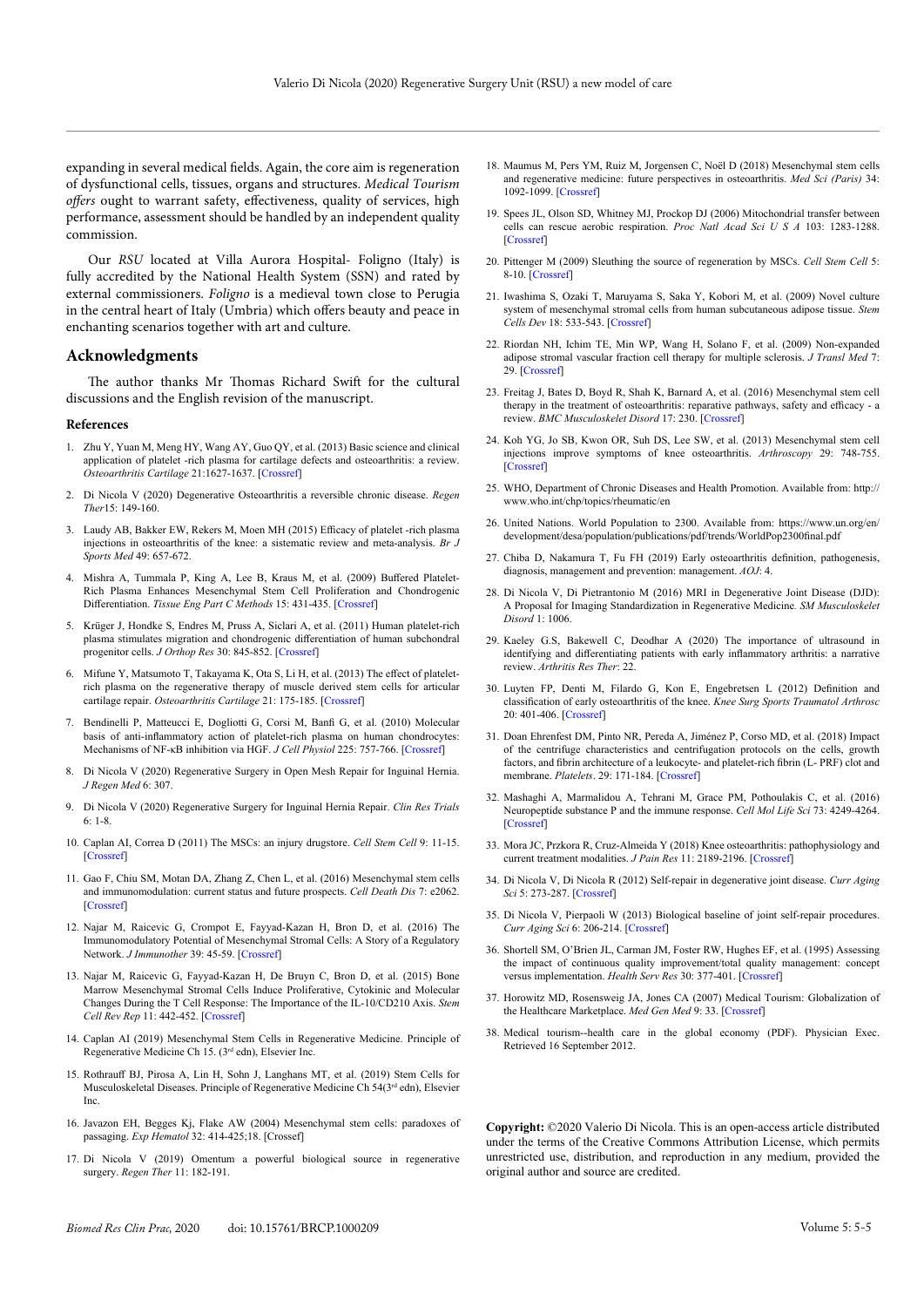expanding in several medical fields. Again, the core aim is regeneration of dysfunctional cells, tissues, organs and structures. *Medical Tourism offers* ought to warrant safety, effectiveness, quality of services, high performance, assessment should be handled by an independent quality commission.

Our *RSU* located at Villa Aurora Hospital- Foligno (Italy) is fully accredited by the National Health System (SSN) and rated by external commissioners. *Foligno* is a medieval town close to Perugia in the central heart of Italy (Umbria) which offers beauty and peace in enchanting scenarios together with art and culture.

## Acknowledgments

The author thanks Mr Thomas Richard Swift for the cultural discussions and the English revision of the manuscript.

### References

1. Zhu Y, Yuan M, Meng HY, Wang AY, Guo QY, et al. (2013) Basic science and clinical application of platelet -rich plasma for cartilage defects and osteoarthritis: a review. *Osteoarthritis Cartilage* 21:1627-1637. [Crossref]
2. Di Nicola V (2020) Degenerative Osteoarthritis a reversible chronic disease. *Regen Ther*15: 149-160.
3. Laudy AB, Bakker EW, Rekers M, Moen MH (2015) Efficacy of platelet -rich plasma injections in osteoarthritis of the knee: a sistematic review and meta-analysis. *Br J Sports Med* 49: 657-672.
4. Mishra A, Tummala P, King A, Lee B, Kraus M, et al. (2009) Buffered Platelet-Rich Plasma Enhances Mesenchymal Stem Cell Proliferation and Chondrogenic Differentiation. *Tissue Eng Part C Methods* 15: 431-435. [Crossref]
5. Krüger J, Hondke S, Endres M, Pruss A, Siclari A, et al. (2011) Human platelet-rich plasma stimulates migration and chondrogenic differentiation of human subchondral progenitor cells. *J Orthop Res* 30: 845-852. [Crossref]
6. Mifune Y, Matsumoto T, Takayama K, Ota S, Li H, et al. (2013) The effect of platelet-rich plasma on the regenerative therapy of muscle derived stem cells for articular cartilage repair. *Osteoarthritis Cartilage* 21: 175-185. [Crossref]
7. Bendinelli P, Matteucci E, Dogliotti G, Corsi M, Banfi G, et al. (2010) Molecular basis of anti-inflammatory action of platelet-rich plasma on human chondrocytes: Mechanisms of NF-κB inhibition via HGF. *J Cell Physiol* 225: 757-766. [Crossref]
8. Di Nicola V (2020) Regenerative Surgery in Open Mesh Repair for Inguinal Hernia. *J Regen Med* 6: 307.
9. Di Nicola V (2020) Regenerative Surgery for Inguinal Hernia Repair. *Clin Res Trials* 6: 1-8.
10. Caplan AI, Correa D (2011) The MSCs: an injury drugstore. *Cell Stem Cell* 9: 11-15. [Crossref]
11. Gao F, Chiu SM, Motan DA, Zhang Z, Chen L, et al. (2016) Mesenchymal stem cells and immunomodulation: current status and future prospects. *Cell Death Dis* 7: e2062. [Crossref]
12. Najar M, Raicevic G, Crompot E, Fayyad-Kazan H, Bron D, et al. (2016) The Immunomodulatory Potential of Mesenchymal Stromal Cells: A Story of a Regulatory Network. *J Immunother* 39: 45-59. [Crossref]
13. Najar M, Raicevic G, Fayyad-Kazan H, De Bruyn C, Bron D, et al. (2015) Bone Marrow Mesenchymal Stromal Cells Induce Proliferative, Cytokinic and Molecular Changes During the T Cell Response: The Importance of the IL-10/CD210 Axis. *Stem Cell Rev Rep* 11: 442-452. [Crossref]
14. Caplan AI (2019) Mesenchymal Stem Cells in Regenerative Medicine. Principle of Regenerative Medicine Ch 15. (3rd edn), Elsevier Inc.
15. Rothrauff BJ, Pirosa A, Lin H, Sohn J, Langhans MT, et al. (2019) Stem Cells for Musculoskeletal Diseases. Principle of Regenerative Medicine Ch 54(3rd edn), Elsevier Inc.
16. Javazon EH, Begges Kj, Flake AW (2004) Mesenchymal stem cells: paradoxes of passaging. *Exp Hematol* 32: 414-425;18. [Crossef]
17. Di Nicola V (2019) Omentum a powerful biological source in regenerative surgery. *Regen Ther* 11: 182-191.
18. Maumus M, Pers YM, Ruiz M, Jorgensen C, Noël D (2018) Mesenchymal stem cells and regenerative medicine: future perspectives in osteoarthritis. *Med Sci (Paris)* 34: 1092-1099. [Crossref]
19. Spees JL, Olson SD, Whitney MJ, Prockop DJ (2006) Mitochondrial transfer between cells can rescue aerobic respiration. *Proc Natl Acad Sci U S A* 103: 1283-1288. [Crossref]
20. Pittenger M (2009) Sleuthing the source of regeneration by MSCs. *Cell Stem Cell* 5: 8-10. [Crossref]
21. Iwashima S, Ozaki T, Maruyama S, Saka Y, Kobori M, et al. (2009) Novel culture system of mesenchymal stromal cells from human subcutaneous adipose tissue. *Stem Cells Dev* 18: 533-543. [Crossref]
22. Riordan NH, Ichim TE, Min WP, Wang H, Solano F, et al. (2009) Non-expanded adipose stromal vascular fraction cell therapy for multiple sclerosis. *J Transl Med* 7: 29. [Crossref]
23. Freitag J, Bates D, Boyd R, Shah K, Barnard A, et al. (2016) Mesenchymal stem cell therapy in the treatment of osteoarthritis: reparative pathways, safety and efficacy - a review. *BMC Musculoskelet Disord* 17: 230. [Crossref]
24. Koh YG, Jo SB, Kwon OR, Suh DS, Lee SW, et al. (2013) Mesenchymal stem cell injections improve symptoms of knee osteoarthritis. *Arthroscopy* 29: 748-755. [Crossref]
25. WHO, Department of Chronic Diseases and Health Promotion. Available from: http://www.who.int/chp/topics/rheumatic/en
26. United Nations. World Population to 2300. Available from: https://www.un.org/en/development/desa/population/publications/pdf/trends/WorldPop2300final.pdf
27. Chiba D, Nakamura T, Fu FH (2019) Early osteoarthritis definition, pathogenesis, diagnosis, management and prevention: management. *AOJ*: 4.
28. Di Nicola V, Di Pietrantonio M (2016) MRI in Degenerative Joint Disease (DJD): A Proposal for Imaging Standardization in Regenerative Medicine. *SM Musculoskelet Disord* 1: 1006.
29. Kaeley G.S, Bakewell C, Deodhar A (2020) The importance of ultrasound in identifying and differentiating patients with early inflammatory arthritis: a narrative review. *Arthritis Res Ther*: 22.
30. Luyten FP, Denti M, Filardo G, Kon E, Engebretsen L (2012) Definition and classification of early osteoarthritis of the knee. *Knee Surg Sports Traumatol Arthrosc* 20: 401-406. [Crossref]
31. Doan Ehrenfest DM, Pinto NR, Pereda A, Jiménez P, Corso MD, et al. (2018) Impact of the centrifuge characteristics and centrifugation protocols on the cells, growth factors, and fibrin architecture of a leukocyte- and platelet-rich fibrin (L- PRF) clot and membrane. *Platelets*. 29: 171-184. [Crossref]
32. Mashaghi A, Marmalidou A, Tehrani M, Grace PM, Pothoulakis C, et al. (2016) Neuropeptide substance P and the immune response. *Cell Mol Life Sci* 73: 4249-4264. [Crossref]
33. Mora JC, Przkora R, Cruz-Almeida Y (2018) Knee osteoarthritis: pathophysiology and current treatment modalities. *J Pain Res* 11: 2189-2196. [Crossref]
34. Di Nicola V, Di Nicola R (2012) Self-repair in degenerative joint disease. *Curr Aging Sci* 5: 273-287. [Crossref]
35. Di Nicola V, Pierpaoli W (2013) Biological baseline of joint self-repair procedures. *Curr Aging Sci* 6: 206-214. [Crossref]
36. Shortell SM, O'Brien JL, Carman JM, Foster RW, Hughes EF, et al. (1995) Assessing the impact of continuous quality improvement/total quality management: concept versus implementation. *Health Serv Res* 30: 377-401. [Crossref]
37. Horowitz MD, Rosensweig JA, Jones CA (2007) Medical Tourism: Globalization of the Healthcare Marketplace. *Med Gen Med* 9: 33. [Crossref]
38. Medical tourism--health care in the global economy (PDF). Physician Exec. Retrieved 16 September 2012.

**Copyright:** ©2020 Valerio Di Nicola. This is an open-access article distributed under the terms of the Creative Commons Attribution License, which permits unrestricted use, distribution, and reproduction in any medium, provided the original author and source are credited.